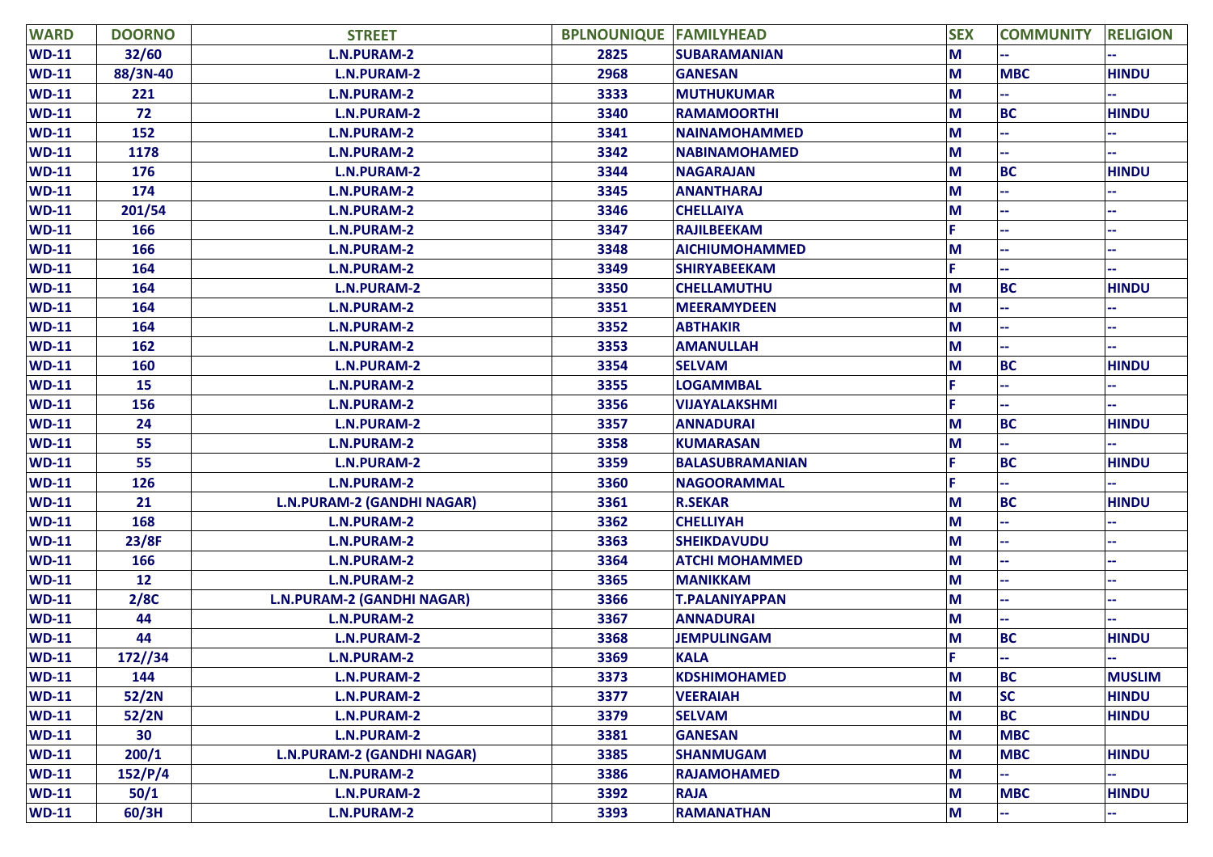| WARD | DOORNO | STREET | BPLNOUNIQUE | FAMILYHEAD | SEX | COMMUNITY | RELIGION |
|---|---|---|---|---|---|---|---|
| WD-11 | 32/60 | L.N.PURAM-2 | 2825 | SUBARAMANIAN | M | -- | -- |
| WD-11 | 88/3N-40 | L.N.PURAM-2 | 2968 | GANESAN | M | MBC | HINDU |
| WD-11 | 221 | L.N.PURAM-2 | 3333 | MUTHUKUMAR | M | -- | -- |
| WD-11 | 72 | L.N.PURAM-2 | 3340 | RAMAMOORTHI | M | BC | HINDU |
| WD-11 | 152 | L.N.PURAM-2 | 3341 | NAINAMOHAMMED | M | -- | -- |
| WD-11 | 1178 | L.N.PURAM-2 | 3342 | NABINAMOHAMED | M | -- | -- |
| WD-11 | 176 | L.N.PURAM-2 | 3344 | NAGARAJAN | M | BC | HINDU |
| WD-11 | 174 | L.N.PURAM-2 | 3345 | ANANTHARAJ | M | -- | -- |
| WD-11 | 201/54 | L.N.PURAM-2 | 3346 | CHELLAIYA | M | -- | -- |
| WD-11 | 166 | L.N.PURAM-2 | 3347 | RAJILBEEKAM | F | -- | -- |
| WD-11 | 166 | L.N.PURAM-2 | 3348 | AICHIUMOHAMMED | M | -- | -- |
| WD-11 | 164 | L.N.PURAM-2 | 3349 | SHIRYABEEKAM | F | -- | -- |
| WD-11 | 164 | L.N.PURAM-2 | 3350 | CHELLAMUTHU | M | BC | HINDU |
| WD-11 | 164 | L.N.PURAM-2 | 3351 | MEERAMYDEEN | M | -- | -- |
| WD-11 | 164 | L.N.PURAM-2 | 3352 | ABTHAKIR | M | -- | -- |
| WD-11 | 162 | L.N.PURAM-2 | 3353 | AMANULLAH | M | -- | -- |
| WD-11 | 160 | L.N.PURAM-2 | 3354 | SELVAM | M | BC | HINDU |
| WD-11 | 15 | L.N.PURAM-2 | 3355 | LOGAMMBAL | F | -- | -- |
| WD-11 | 156 | L.N.PURAM-2 | 3356 | VIJAYALAKSHMI | F | -- | -- |
| WD-11 | 24 | L.N.PURAM-2 | 3357 | ANNADURAI | M | BC | HINDU |
| WD-11 | 55 | L.N.PURAM-2 | 3358 | KUMARASAN | M | -- | -- |
| WD-11 | 55 | L.N.PURAM-2 | 3359 | BALASUBRAMANIAN | F | BC | HINDU |
| WD-11 | 126 | L.N.PURAM-2 | 3360 | NAGOORAMMAL | F | -- | -- |
| WD-11 | 21 | L.N.PURAM-2 (GANDHI NAGAR) | 3361 | R.SEKAR | M | BC | HINDU |
| WD-11 | 168 | L.N.PURAM-2 | 3362 | CHELLIYAH | M | -- | -- |
| WD-11 | 23/8F | L.N.PURAM-2 | 3363 | SHEIKDAVUDU | M | -- | -- |
| WD-11 | 166 | L.N.PURAM-2 | 3364 | ATCHI MOHAMMED | M | -- | -- |
| WD-11 | 12 | L.N.PURAM-2 | 3365 | MANIKKAM | M | -- | -- |
| WD-11 | 2/8C | L.N.PURAM-2 (GANDHI NAGAR) | 3366 | T.PALANIYAPPAN | M | -- | -- |
| WD-11 | 44 | L.N.PURAM-2 | 3367 | ANNADURAI | M | -- | -- |
| WD-11 | 44 | L.N.PURAM-2 | 3368 | JEMPULINGAM | M | BC | HINDU |
| WD-11 | 172//34 | L.N.PURAM-2 | 3369 | KALA | F | -- | -- |
| WD-11 | 144 | L.N.PURAM-2 | 3373 | KDSHIMOHAMED | M | BC | MUSLIM |
| WD-11 | 52/2N | L.N.PURAM-2 | 3377 | VEERAIAH | M | SC | HINDU |
| WD-11 | 52/2N | L.N.PURAM-2 | 3379 | SELVAM | M | BC | HINDU |
| WD-11 | 30 | L.N.PURAM-2 | 3381 | GANESAN | M | MBC | |
| WD-11 | 200/1 | L.N.PURAM-2 (GANDHI NAGAR) | 3385 | SHANMUGAM | M | MBC | HINDU |
| WD-11 | 152/P/4 | L.N.PURAM-2 | 3386 | RAJAMOHAMED | M | -- | -- |
| WD-11 | 50/1 | L.N.PURAM-2 | 3392 | RAJA | M | MBC | HINDU |
| WD-11 | 60/3H | L.N.PURAM-2 | 3393 | RAMANATHAN | M | -- | -- |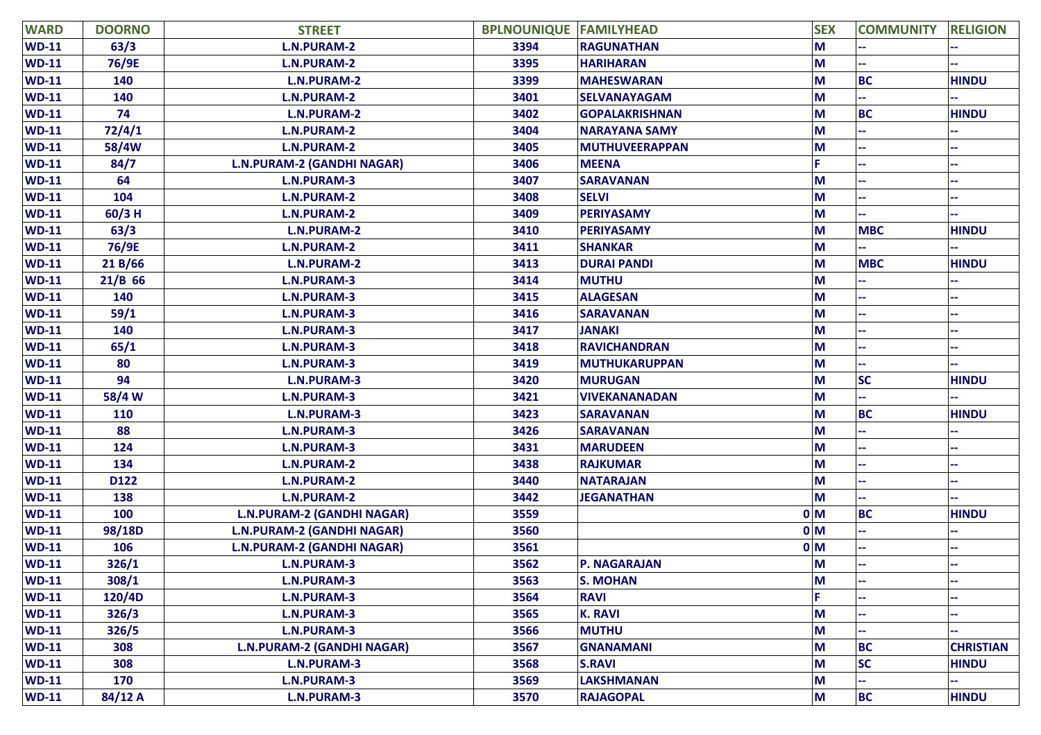| WARD | DOORNO | STREET | BPLNOUNIQUE | FAMILYHEAD | SEX | COMMUNITY | RELIGION |
|---|---|---|---|---|---|---|---|
| WD-11 | 63/3 | L.N.PURAM-2 | 3394 | RAGUNATHAN | M | -- | -- |
| WD-11 | 76/9E | L.N.PURAM-2 | 3395 | HARIHARAN | M | -- | -- |
| WD-11 | 140 | L.N.PURAM-2 | 3399 | MAHESWARAN | M | BC | HINDU |
| WD-11 | 140 | L.N.PURAM-2 | 3401 | SELVANAYAGAM | M | -- | -- |
| WD-11 | 74 | L.N.PURAM-2 | 3402 | GOPALAKRISHNAN | M | BC | HINDU |
| WD-11 | 72/4/1 | L.N.PURAM-2 | 3404 | NARAYANA SAMY | M | -- | -- |
| WD-11 | 58/4W | L.N.PURAM-2 | 3405 | MUTHUVEERAPPAN | M | -- | -- |
| WD-11 | 84/7 | L.N.PURAM-2 (GANDHI NAGAR) | 3406 | MEENA | F | -- | -- |
| WD-11 | 64 | L.N.PURAM-3 | 3407 | SARAVANAN | M | -- | -- |
| WD-11 | 104 | L.N.PURAM-2 | 3408 | SELVI | M | -- | -- |
| WD-11 | 60/3 H | L.N.PURAM-2 | 3409 | PERIYASAMY | M | -- | -- |
| WD-11 | 63/3 | L.N.PURAM-2 | 3410 | PERIYASAMY | M | MBC | HINDU |
| WD-11 | 76/9E | L.N.PURAM-2 | 3411 | SHANKAR | M | -- | -- |
| WD-11 | 21 B/66 | L.N.PURAM-2 | 3413 | DURAI PANDI | M | MBC | HINDU |
| WD-11 | 21/B 66 | L.N.PURAM-3 | 3414 | MUTHU | M | -- | -- |
| WD-11 | 140 | L.N.PURAM-3 | 3415 | ALAGESAN | M | -- | -- |
| WD-11 | 59/1 | L.N.PURAM-3 | 3416 | SARAVANAN | M | -- | -- |
| WD-11 | 140 | L.N.PURAM-3 | 3417 | JANAKI | M | -- | -- |
| WD-11 | 65/1 | L.N.PURAM-3 | 3418 | RAVICHANDRAN | M | -- | -- |
| WD-11 | 80 | L.N.PURAM-3 | 3419 | MUTHUKARUPPAN | M | -- | -- |
| WD-11 | 94 | L.N.PURAM-3 | 3420 | MURUGAN | M | SC | HINDU |
| WD-11 | 58/4 W | L.N.PURAM-3 | 3421 | VIVEKANANADAN | M | -- | -- |
| WD-11 | 110 | L.N.PURAM-3 | 3423 | SARAVANAN | M | BC | HINDU |
| WD-11 | 88 | L.N.PURAM-3 | 3426 | SARAVANAN | M | -- | -- |
| WD-11 | 124 | L.N.PURAM-3 | 3431 | MARUDEEN | M | -- | -- |
| WD-11 | 134 | L.N.PURAM-2 | 3438 | RAJKUMAR | M | -- | -- |
| WD-11 | D122 | L.N.PURAM-2 | 3440 | NATARAJAN | M | -- | -- |
| WD-11 | 138 | L.N.PURAM-2 | 3442 | JEGANATHAN | M | -- | -- |
| WD-11 | 100 | L.N.PURAM-2 (GANDHI NAGAR) | 3559 | 0 | M | BC | HINDU |
| WD-11 | 98/18D | L.N.PURAM-2 (GANDHI NAGAR) | 3560 | 0 | M | -- | -- |
| WD-11 | 106 | L.N.PURAM-2 (GANDHI NAGAR) | 3561 | 0 | M | -- | -- |
| WD-11 | 326/1 | L.N.PURAM-3 | 3562 | P. NAGARAJAN | M | -- | -- |
| WD-11 | 308/1 | L.N.PURAM-3 | 3563 | S. MOHAN | M | -- | -- |
| WD-11 | 120/4D | L.N.PURAM-3 | 3564 | RAVI | F | -- | -- |
| WD-11 | 326/3 | L.N.PURAM-3 | 3565 | K. RAVI | M | -- | -- |
| WD-11 | 326/5 | L.N.PURAM-3 | 3566 | MUTHU | M | -- | -- |
| WD-11 | 308 | L.N.PURAM-2 (GANDHI NAGAR) | 3567 | GNANAMANI | M | BC | CHRISTIAN |
| WD-11 | 308 | L.N.PURAM-3 | 3568 | S.RAVI | M | SC | HINDU |
| WD-11 | 170 | L.N.PURAM-3 | 3569 | LAKSHMANAN | M | -- | -- |
| WD-11 | 84/12 A | L.N.PURAM-3 | 3570 | RAJAGOPAL | M | BC | HINDU |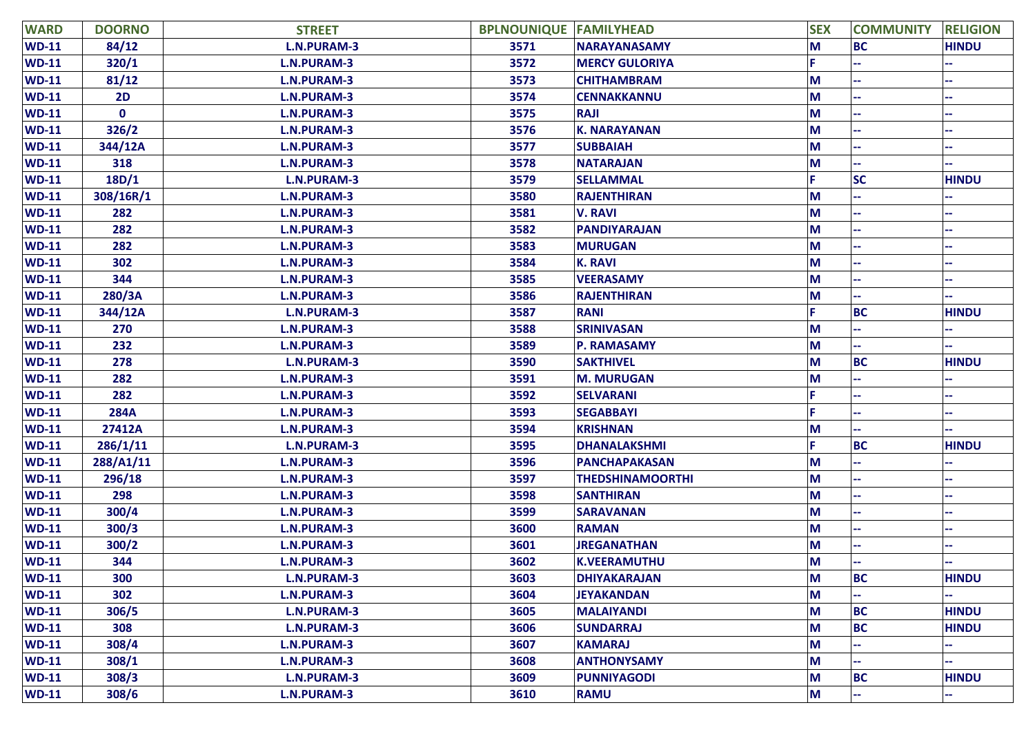| WARD | DOORNO | STREET | BPLNOUNIQUE | FAMILYHEAD | SEX | COMMUNITY | RELIGION |
|---|---|---|---|---|---|---|---|
| WD-11 | 84/12 | L.N.PURAM-3 | 3571 | NARAYANASAMY | M | BC | HINDU |
| WD-11 | 320/1 | L.N.PURAM-3 | 3572 | MERCY GULORIYA | F | -- | -- |
| WD-11 | 81/12 | L.N.PURAM-3 | 3573 | CHITHAMBRAM | M | -- | -- |
| WD-11 | 2D | L.N.PURAM-3 | 3574 | CENNAKKANNU | M | -- | -- |
| WD-11 | 0 | L.N.PURAM-3 | 3575 | RAJI | M | -- | -- |
| WD-11 | 326/2 | L.N.PURAM-3 | 3576 | K. NARAYANAN | M | -- | -- |
| WD-11 | 344/12A | L.N.PURAM-3 | 3577 | SUBBAIAH | M | -- | -- |
| WD-11 | 318 | L.N.PURAM-3 | 3578 | NATARAJAN | M | -- | -- |
| WD-11 | 18D/1 | L.N.PURAM-3 | 3579 | SELLAMMAL | F | SC | HINDU |
| WD-11 | 308/16R/1 | L.N.PURAM-3 | 3580 | RAJENTHIRAN | M | -- | -- |
| WD-11 | 282 | L.N.PURAM-3 | 3581 | V. RAVI | M | -- | -- |
| WD-11 | 282 | L.N.PURAM-3 | 3582 | PANDIYARAJAN | M | -- | -- |
| WD-11 | 282 | L.N.PURAM-3 | 3583 | MURUGAN | M | -- | -- |
| WD-11 | 302 | L.N.PURAM-3 | 3584 | K. RAVI | M | -- | -- |
| WD-11 | 344 | L.N.PURAM-3 | 3585 | VEERASAMY | M | -- | -- |
| WD-11 | 280/3A | L.N.PURAM-3 | 3586 | RAJENTHIRAN | M | -- | -- |
| WD-11 | 344/12A | L.N.PURAM-3 | 3587 | RANI | F | BC | HINDU |
| WD-11 | 270 | L.N.PURAM-3 | 3588 | SRINIVASAN | M | -- | -- |
| WD-11 | 232 | L.N.PURAM-3 | 3589 | P. RAMASAMY | M | -- | -- |
| WD-11 | 278 | L.N.PURAM-3 | 3590 | SAKTHIVEL | M | BC | HINDU |
| WD-11 | 282 | L.N.PURAM-3 | 3591 | M. MURUGAN | M | -- | -- |
| WD-11 | 282 | L.N.PURAM-3 | 3592 | SELVARANI | F | -- | -- |
| WD-11 | 284A | L.N.PURAM-3 | 3593 | SEGABBAYI | F | -- | -- |
| WD-11 | 27412A | L.N.PURAM-3 | 3594 | KRISHNAN | M | -- | -- |
| WD-11 | 286/1/11 | L.N.PURAM-3 | 3595 | DHANALAKSHMI | F | BC | HINDU |
| WD-11 | 288/A1/11 | L.N.PURAM-3 | 3596 | PANCHAPAKASAN | M | -- | -- |
| WD-11 | 296/18 | L.N.PURAM-3 | 3597 | THEDSHINAMOORTHI | M | -- | -- |
| WD-11 | 298 | L.N.PURAM-3 | 3598 | SANTHIRAN | M | -- | -- |
| WD-11 | 300/4 | L.N.PURAM-3 | 3599 | SARAVANAN | M | -- | -- |
| WD-11 | 300/3 | L.N.PURAM-3 | 3600 | RAMAN | M | -- | -- |
| WD-11 | 300/2 | L.N.PURAM-3 | 3601 | JREGANATHAN | M | -- | -- |
| WD-11 | 344 | L.N.PURAM-3 | 3602 | K.VEERAMUTHU | M | -- | -- |
| WD-11 | 300 | L.N.PURAM-3 | 3603 | DHIYAKARAJAN | M | BC | HINDU |
| WD-11 | 302 | L.N.PURAM-3 | 3604 | JEYAKANDAN | M | -- | -- |
| WD-11 | 306/5 | L.N.PURAM-3 | 3605 | MALAIYANDI | M | BC | HINDU |
| WD-11 | 308 | L.N.PURAM-3 | 3606 | SUNDARRAJ | M | BC | HINDU |
| WD-11 | 308/4 | L.N.PURAM-3 | 3607 | KAMARAJ | M | -- | -- |
| WD-11 | 308/1 | L.N.PURAM-3 | 3608 | ANTHONYSAMY | M | -- | -- |
| WD-11 | 308/3 | L.N.PURAM-3 | 3609 | PUNNIYAGODI | M | BC | HINDU |
| WD-11 | 308/6 | L.N.PURAM-3 | 3610 | RAMU | M | -- | -- |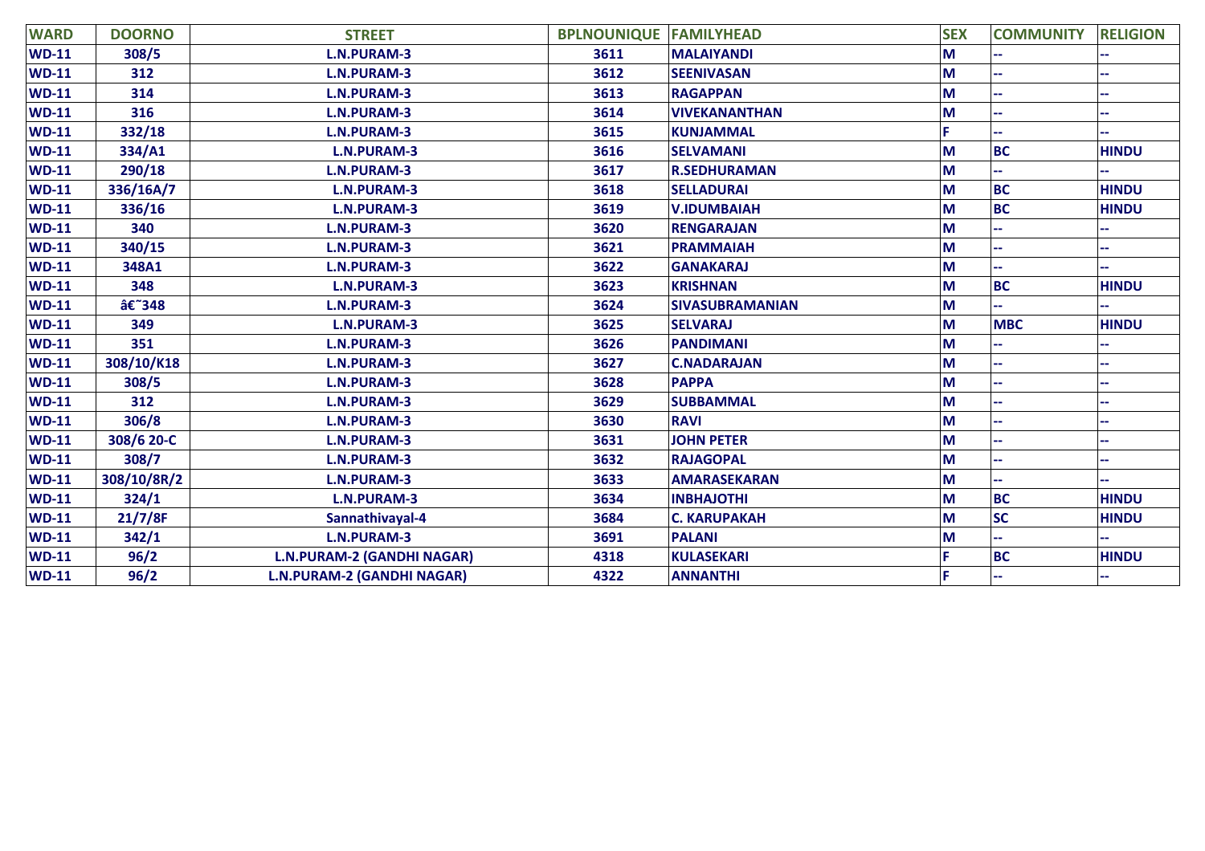| WARD | DOORNO | STREET | BPLNOUNIQUE | FAMILYHEAD | SEX | COMMUNITY | RELIGION |
|---|---|---|---|---|---|---|---|
| WD-11 | 308/5 | L.N.PURAM-3 | 3611 | MALAIYANDI | M | -- | -- |
| WD-11 | 312 | L.N.PURAM-3 | 3612 | SEENIVASAN | M | -- | -- |
| WD-11 | 314 | L.N.PURAM-3 | 3613 | RAGAPPAN | M | -- | -- |
| WD-11 | 316 | L.N.PURAM-3 | 3614 | VIVEKANANTHAN | M | -- | -- |
| WD-11 | 332/18 | L.N.PURAM-3 | 3615 | KUNJAMMAL | F | -- | -- |
| WD-11 | 334/A1 | L.N.PURAM-3 | 3616 | SELVAMANI | M | BC | HINDU |
| WD-11 | 290/18 | L.N.PURAM-3 | 3617 | R.SEDHURAMAN | M | -- | -- |
| WD-11 | 336/16A/7 | L.N.PURAM-3 | 3618 | SELLADURAI | M | BC | HINDU |
| WD-11 | 336/16 | L.N.PURAM-3 | 3619 | V.IDUMBAIAH | M | BC | HINDU |
| WD-11 | 340 | L.N.PURAM-3 | 3620 | RENGARAJAN | M | -- | -- |
| WD-11 | 340/15 | L.N.PURAM-3 | 3621 | PRAMMAIAH | M | -- | -- |
| WD-11 | 348A1 | L.N.PURAM-3 | 3622 | GANAKARAJ | M | -- | -- |
| WD-11 | 348 | L.N.PURAM-3 | 3623 | KRISHNAN | M | BC | HINDU |
| WD-11 | â€˜348 | L.N.PURAM-3 | 3624 | SIVASUBRAMANIAN | M | -- | -- |
| WD-11 | 349 | L.N.PURAM-3 | 3625 | SELVARAJ | M | MBC | HINDU |
| WD-11 | 351 | L.N.PURAM-3 | 3626 | PANDIMANI | M | -- | -- |
| WD-11 | 308/10/K18 | L.N.PURAM-3 | 3627 | C.NADARAJAN | M | -- | -- |
| WD-11 | 308/5 | L.N.PURAM-3 | 3628 | PAPPA | M | -- | -- |
| WD-11 | 312 | L.N.PURAM-3 | 3629 | SUBBAMMAL | M | -- | -- |
| WD-11 | 306/8 | L.N.PURAM-3 | 3630 | RAVI | M | -- | -- |
| WD-11 | 308/6 20-C | L.N.PURAM-3 | 3631 | JOHN PETER | M | -- | -- |
| WD-11 | 308/7 | L.N.PURAM-3 | 3632 | RAJAGOPAL | M | -- | -- |
| WD-11 | 308/10/8R/2 | L.N.PURAM-3 | 3633 | AMARASEKARAN | M | -- | -- |
| WD-11 | 324/1 | L.N.PURAM-3 | 3634 | INBHAJOTHI | M | BC | HINDU |
| WD-11 | 21/7/8F | Sannathivayal-4 | 3684 | C. KARUPAKAH | M | SC | HINDU |
| WD-11 | 342/1 | L.N.PURAM-3 | 3691 | PALANI | M | -- | -- |
| WD-11 | 96/2 | L.N.PURAM-2 (GANDHI NAGAR) | 4318 | KULASEKARI | F | BC | HINDU |
| WD-11 | 96/2 | L.N.PURAM-2 (GANDHI NAGAR) | 4322 | ANNANTHI | F | -- | -- |